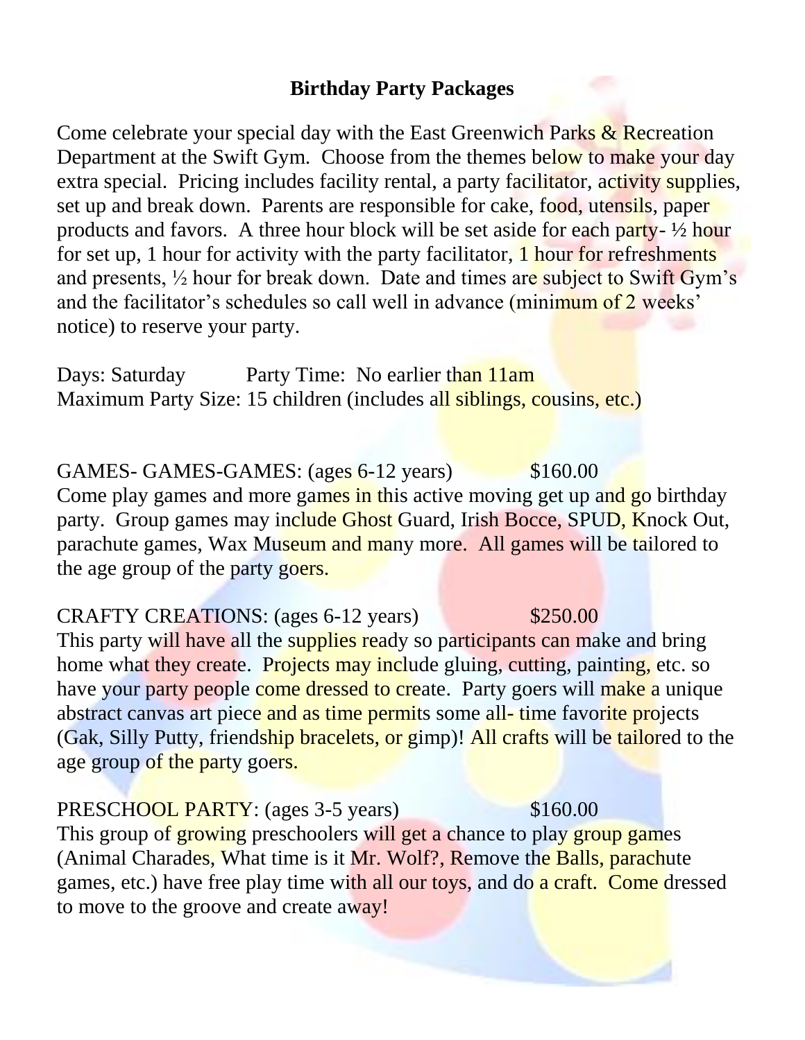# Birthday Party Packages

Come celebrate your special day with the East Greenwich Parks & Recreation Department at the Swift Gym. Choose from the themes below to make your day extra special. Pricing includes facility rental, a party facilitator, activity supplies, set up and break down. Parents are responsible for cake, food, utensils, paper products and favors. A three hour block will be set aside for each party- ½ hour for set up, 1 hour for activity with the party facilitator, 1 hour for refreshments and presents, ½ hour for break down. Date and times are subject to Swift Gym's and the facilitator's schedules so call well in advance (minimum of 2 weeks' notice) to reserve your party.

Days: Saturday     Party Time: No earlier than 11am
Maximum Party Size: 15 children (includes all siblings, cousins, etc.)

GAMES- GAMES-GAMES: (ages 6-12 years)     $160.00
Come play games and more games in this active moving get up and go birthday party. Group games may include Ghost Guard, Irish Bocce, SPUD, Knock Out, parachute games, Wax Museum and many more. All games will be tailored to the age group of the party goers.

CRAFTY CREATIONS: (ages 6-12 years)     $250.00
This party will have all the supplies ready so participants can make and bring home what they create. Projects may include gluing, cutting, painting, etc. so have your party people come dressed to create. Party goers will make a unique abstract canvas art piece and as time permits some all- time favorite projects (Gak, Silly Putty, friendship bracelets, or gimp)! All crafts will be tailored to the age group of the party goers.

PRESCHOOL PARTY: (ages 3-5 years)     $160.00
This group of growing preschoolers will get a chance to play group games (Animal Charades, What time is it Mr. Wolf?, Remove the Balls, parachute games, etc.) have free play time with all our toys, and do a craft. Come dressed to move to the groove and create away!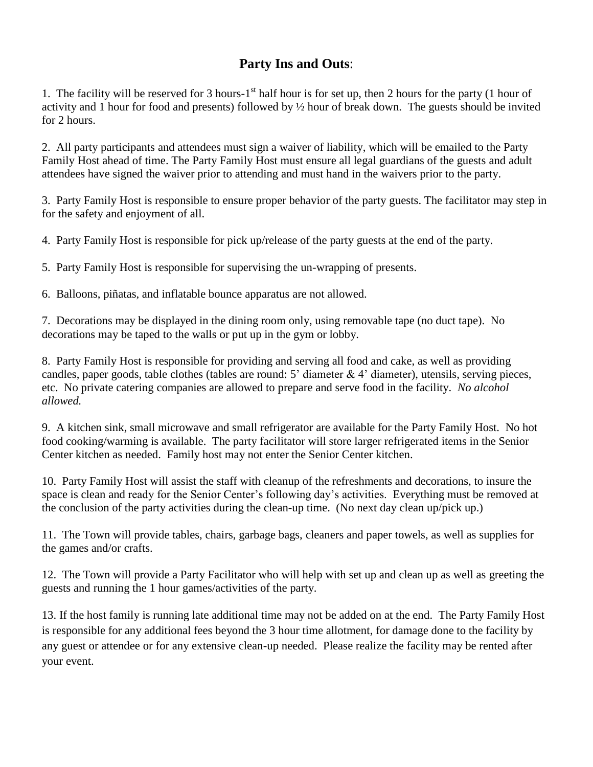## **Party Ins and Outs**:

1. The facility will be reserved for 3 hours-1st half hour is for set up, then 2 hours for the party (1 hour of activity and 1 hour for food and presents) followed by ½ hour of break down. The guests should be invited for 2 hours.

2. All party participants and attendees must sign a waiver of liability, which will be emailed to the Party Family Host ahead of time. The Party Family Host must ensure all legal guardians of the guests and adult attendees have signed the waiver prior to attending and must hand in the waivers prior to the party.

3. Party Family Host is responsible to ensure proper behavior of the party guests. The facilitator may step in for the safety and enjoyment of all.

4. Party Family Host is responsible for pick up/release of the party guests at the end of the party.

5. Party Family Host is responsible for supervising the un-wrapping of presents.

6. Balloons, piñatas, and inflatable bounce apparatus are not allowed.

7. Decorations may be displayed in the dining room only, using removable tape (no duct tape). No decorations may be taped to the walls or put up in the gym or lobby.

8. Party Family Host is responsible for providing and serving all food and cake, as well as providing candles, paper goods, table clothes (tables are round: 5' diameter & 4' diameter), utensils, serving pieces, etc. No private catering companies are allowed to prepare and serve food in the facility. *No alcohol allowed.*

9. A kitchen sink, small microwave and small refrigerator are available for the Party Family Host. No hot food cooking/warming is available. The party facilitator will store larger refrigerated items in the Senior Center kitchen as needed. Family host may not enter the Senior Center kitchen.

10. Party Family Host will assist the staff with cleanup of the refreshments and decorations, to insure the space is clean and ready for the Senior Center's following day's activities. Everything must be removed at the conclusion of the party activities during the clean-up time. (No next day clean up/pick up.)

11. The Town will provide tables, chairs, garbage bags, cleaners and paper towels, as well as supplies for the games and/or crafts.

12. The Town will provide a Party Facilitator who will help with set up and clean up as well as greeting the guests and running the 1 hour games/activities of the party.

13. If the host family is running late additional time may not be added on at the end. The Party Family Host is responsible for any additional fees beyond the 3 hour time allotment, for damage done to the facility by any guest or attendee or for any extensive clean-up needed. Please realize the facility may be rented after your event.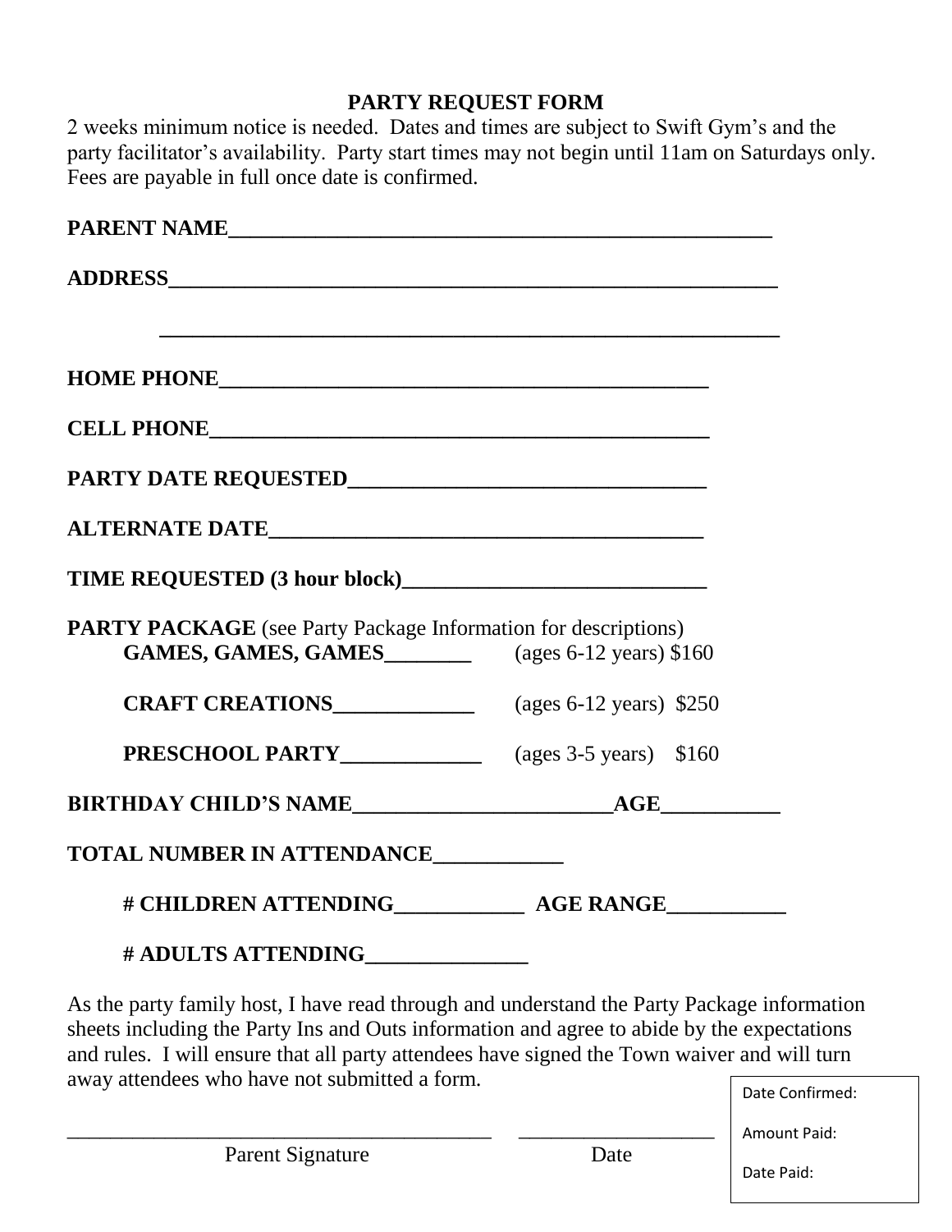# PARTY REQUEST FORM

2 weeks minimum notice is needed. Dates and times are subject to Swift Gym's and the party facilitator's availability. Party start times may not begin until 11am on Saturdays only. Fees are payable in full once date is confirmed.

**PARENT NAME**_______________________________________________

**ADDRESS**_______________________________________________

_______________________________________________

**HOME PHONE**_______________________________________________

**CELL PHONE**_______________________________________________

**PARTY DATE REQUESTED**_________________________________

**ALTERNATE DATE**_______________________________________

**TIME REQUESTED (3 hour block)**___________________________

**PARTY PACKAGE** (see Party Package Information for descriptions)

- **GAMES, GAMES, GAMES**________ (ages 6-12 years) $160
- **CRAFT CREATIONS**_____________ (ages 6-12 years) $250
- **PRESCHOOL PARTY**_____________ (ages 3-5 years) $160

**BIRTHDAY CHILD'S NAME**________________________**AGE**___________

**TOTAL NUMBER IN ATTENDANCE**____________

- **# CHILDREN ATTENDING**____________ **AGE RANGE**___________
- **# ADULTS ATTENDING**_______________

As the party family host, I have read through and understand the Party Package information sheets including the Party Ins and Outs information and agree to abide by the expectations and rules. I will ensure that all party attendees have signed the Town waiver and will turn away attendees who have not submitted a form.

_________________________________________ ___________________

Parent Signature Date

Date Confirmed:

Amount Paid:

Date Paid: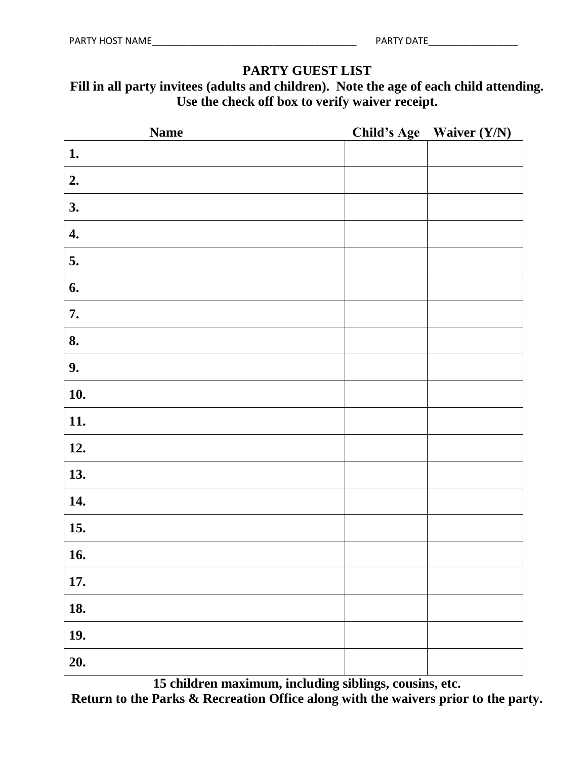PARTY HOST NAME________________________________________ PARTY DATE_________________

# PARTY GUEST LIST

**Fill in all party invitees (adults and children). Note the age of each child attending. Use the check off box to verify waiver receipt.**

| Name | Child's Age | Waiver (Y/N) |
|---|---|---|
| 1. | | |
| 2. | | |
| 3. | | |
| 4. | | |
| 5. | | |
| 6. | | |
| 7. | | |
| 8. | | |
| 9. | | |
| 10. | | |
| 11. | | |
| 12. | | |
| 13. | | |
| 14. | | |
| 15. | | |
| 16. | | |
| 17. | | |
| 18. | | |
| 19. | | |
| 20. | | |

**15 children maximum, including siblings, cousins, etc.**

**Return to the Parks & Recreation Office along with the waivers prior to the party.**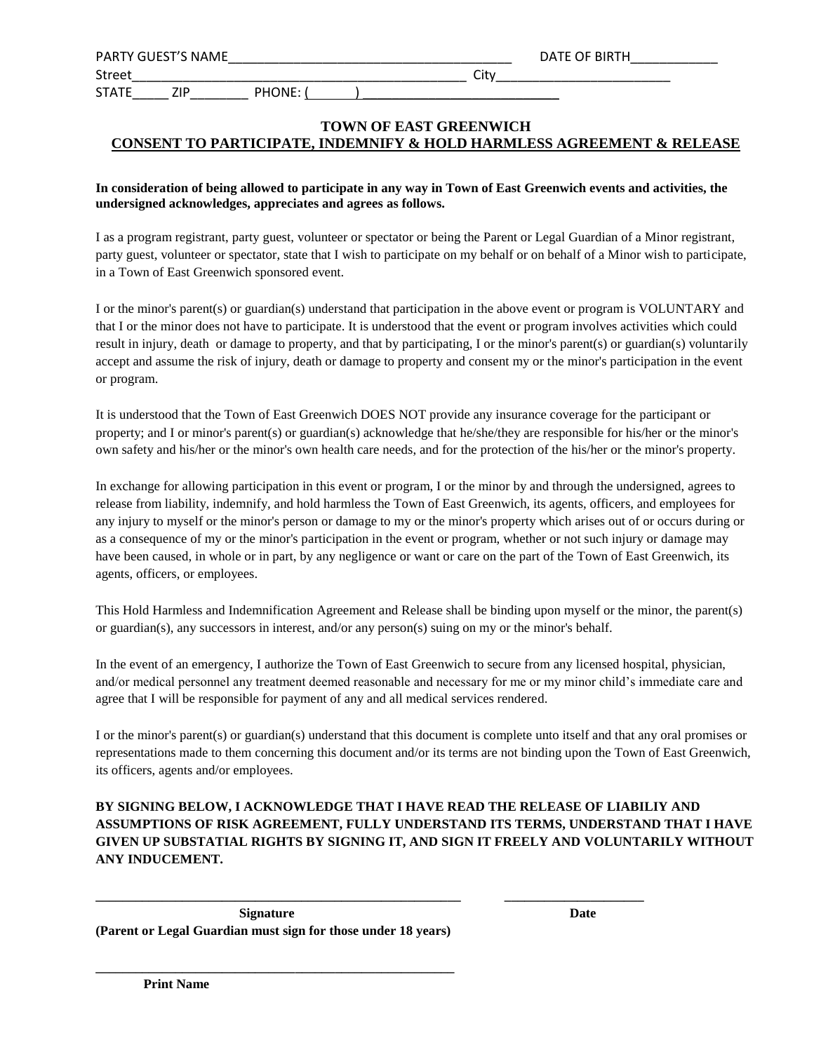PARTY GUEST'S NAME\_\_\_\_\_\_\_\_\_\_\_\_\_\_\_\_\_\_\_\_\_\_\_\_\_\_\_\_\_\_\_\_\_\_\_\_\_\_\_\_ DATE OF BIRTH\_\_\_\_\_\_\_\_\_\_\_\_
Street\_\_\_\_\_\_\_\_\_\_\_\_\_\_\_\_\_\_\_\_\_\_\_\_\_\_\_\_\_\_\_\_\_\_\_\_\_\_\_\_\_\_\_\_\_\_\_\_ City\_\_\_\_\_\_\_\_\_\_\_\_\_\_\_\_\_\_\_\_\_\_\_\_\_
STATE\_\_\_\_\_ ZIP\_\_\_\_\_\_\_\_ PHONE: (\_\_\_\_\_\_\_)\_\_\_\_\_\_\_\_\_\_\_\_\_\_\_\_\_\_\_\_\_\_\_\_\_\_\_\_

## TOWN OF EAST GREENWICH
## CONSENT TO PARTICIPATE, INDEMNIFY & HOLD HARMLESS AGREEMENT & RELEASE

**In consideration of being allowed to participate in any way in Town of East Greenwich events and activities, the undersigned acknowledges, appreciates and agrees as follows.**

I as a program registrant, party guest, volunteer or spectator or being the Parent or Legal Guardian of a Minor registrant, party guest, volunteer or spectator, state that I wish to participate on my behalf or on behalf of a Minor wish to participate, in a Town of East Greenwich sponsored event.

I or the minor's parent(s) or guardian(s) understand that participation in the above event or program is VOLUNTARY and that I or the minor does not have to participate. It is understood that the event or program involves activities which could result in injury, death or damage to property, and that by participating, I or the minor's parent(s) or guardian(s) voluntarily accept and assume the risk of injury, death or damage to property and consent my or the minor's participation in the event or program.

It is understood that the Town of East Greenwich DOES NOT provide any insurance coverage for the participant or property; and I or minor's parent(s) or guardian(s) acknowledge that he/she/they are responsible for his/her or the minor's own safety and his/her or the minor's own health care needs, and for the protection of the his/her or the minor's property.

In exchange for allowing participation in this event or program, I or the minor by and through the undersigned, agrees to release from liability, indemnify, and hold harmless the Town of East Greenwich, its agents, officers, and employees for any injury to myself or the minor's person or damage to my or the minor's property which arises out of or occurs during or as a consequence of my or the minor's participation in the event or program, whether or not such injury or damage may have been caused, in whole or in part, by any negligence or want or care on the part of the Town of East Greenwich, its agents, officers, or employees.

This Hold Harmless and Indemnification Agreement and Release shall be binding upon myself or the minor, the parent(s) or guardian(s), any successors in interest, and/or any person(s) suing on my or the minor's behalf.

In the event of an emergency, I authorize the Town of East Greenwich to secure from any licensed hospital, physician, and/or medical personnel any treatment deemed reasonable and necessary for me or my minor child's immediate care and agree that I will be responsible for payment of any and all medical services rendered.

I or the minor's parent(s) or guardian(s) understand that this document is complete unto itself and that any oral promises or representations made to them concerning this document and/or its terms are not binding upon the Town of East Greenwich, its officers, agents and/or employees.

**BY SIGNING BELOW, I ACKNOWLEDGE THAT I HAVE READ THE RELEASE OF LIABILIY AND ASSUMPTIONS OF RISK AGREEMENT, FULLY UNDERSTAND ITS TERMS, UNDERSTAND THAT I HAVE GIVEN UP SUBSTATIAL RIGHTS BY SIGNING IT, AND SIGN IT FREELY AND VOLUNTARILY WITHOUT ANY INDUCEMENT.**

\_\_\_\_\_\_\_\_\_\_\_\_\_\_\_\_\_\_\_\_\_\_\_\_\_\_\_\_\_\_\_\_\_\_\_\_\_\_\_\_\_\_\_\_\_\_\_\_\_\_\_\_\_\_ \_\_\_\_\_\_\_\_\_\_\_\_\_\_\_\_\_\_\_\_

**Signature** **Date**

**(Parent or Legal Guardian must sign for those under 18 years)**

\_\_\_\_\_\_\_\_\_\_\_\_\_\_\_\_\_\_\_\_\_\_\_\_\_\_\_\_\_\_\_\_\_\_\_\_\_\_\_\_\_\_\_\_\_\_\_\_\_\_\_\_\_\_

**Print Name**